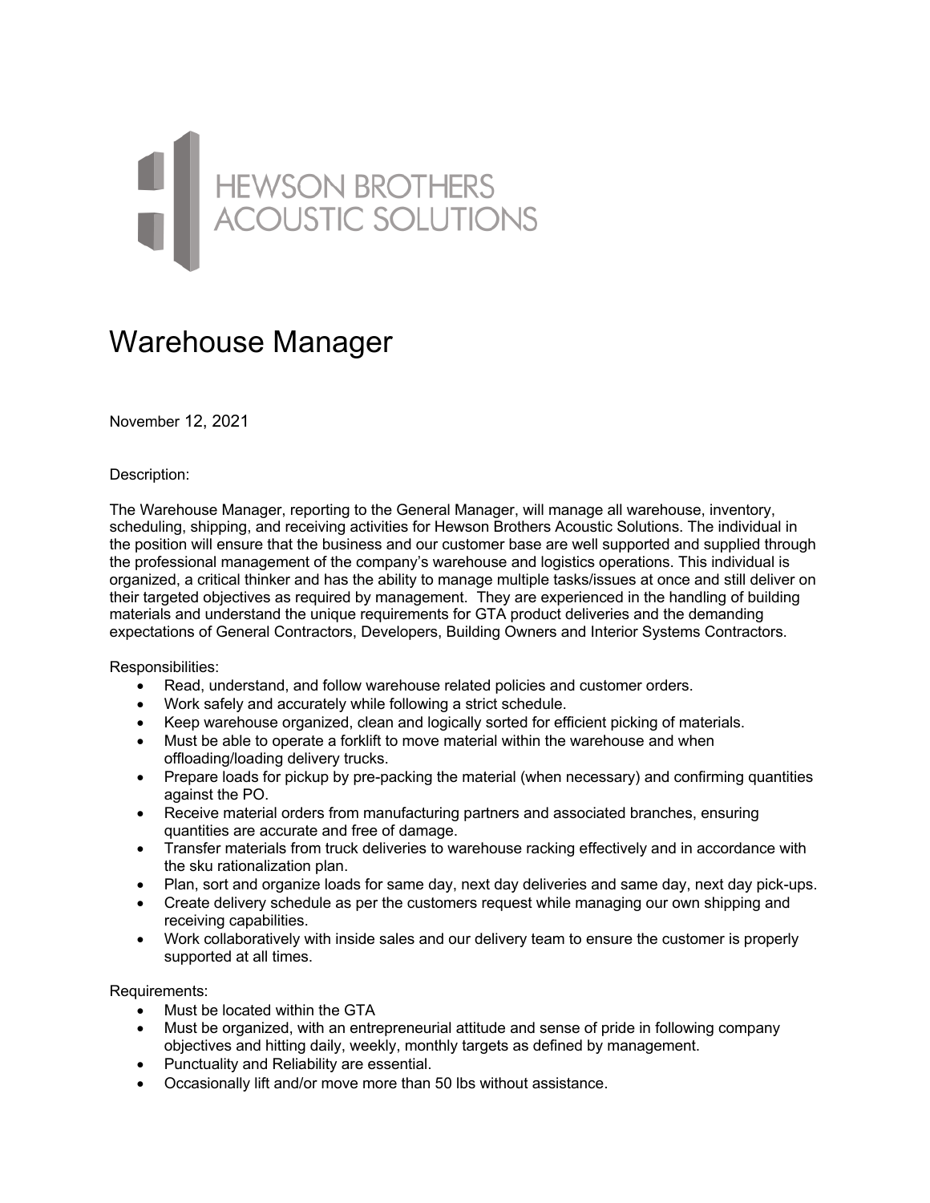HEWSON BROTHERS
ACOUSTIC SOLUTIONS

# Warehouse Manager

November 12, 2021

Description:

The Warehouse Manager, reporting to the General Manager, will manage all warehouse, inventory, scheduling, shipping, and receiving activities for Hewson Brothers Acoustic Solutions. The individual in the position will ensure that the business and our customer base are well supported and supplied through the professional management of the company's warehouse and logistics operations. This individual is organized, a critical thinker and has the ability to manage multiple tasks/issues at once and still deliver on their targeted objectives as required by management. They are experienced in the handling of building materials and understand the unique requirements for GTA product deliveries and the demanding expectations of General Contractors, Developers, Building Owners and Interior Systems Contractors.

Responsibilities:

- Read, understand, and follow warehouse related policies and customer orders.
- Work safely and accurately while following a strict schedule.
- Keep warehouse organized, clean and logically sorted for efficient picking of materials.
- Must be able to operate a forklift to move material within the warehouse and when offloading/loading delivery trucks.
- Prepare loads for pickup by pre-packing the material (when necessary) and confirming quantities against the PO.
- Receive material orders from manufacturing partners and associated branches, ensuring quantities are accurate and free of damage.
- Transfer materials from truck deliveries to warehouse racking effectively and in accordance with the sku rationalization plan.
- Plan, sort and organize loads for same day, next day deliveries and same day, next day pick-ups.
- Create delivery schedule as per the customers request while managing our own shipping and receiving capabilities.
- Work collaboratively with inside sales and our delivery team to ensure the customer is properly supported at all times.

Requirements:

- Must be located within the GTA
- Must be organized, with an entrepreneurial attitude and sense of pride in following company objectives and hitting daily, weekly, monthly targets as defined by management.
- Punctuality and Reliability are essential.
- Occasionally lift and/or move more than 50 lbs without assistance.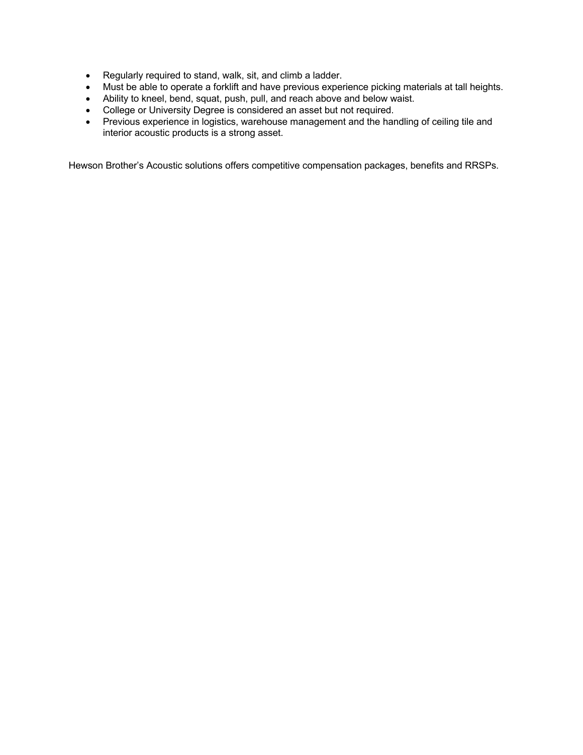- Regularly required to stand, walk, sit, and climb a ladder.
- Must be able to operate a forklift and have previous experience picking materials at tall heights.
- Ability to kneel, bend, squat, push, pull, and reach above and below waist.
- College or University Degree is considered an asset but not required.
- Previous experience in logistics, warehouse management and the handling of ceiling tile and interior acoustic products is a strong asset.

Hewson Brother's Acoustic solutions offers competitive compensation packages, benefits and RRSPs.